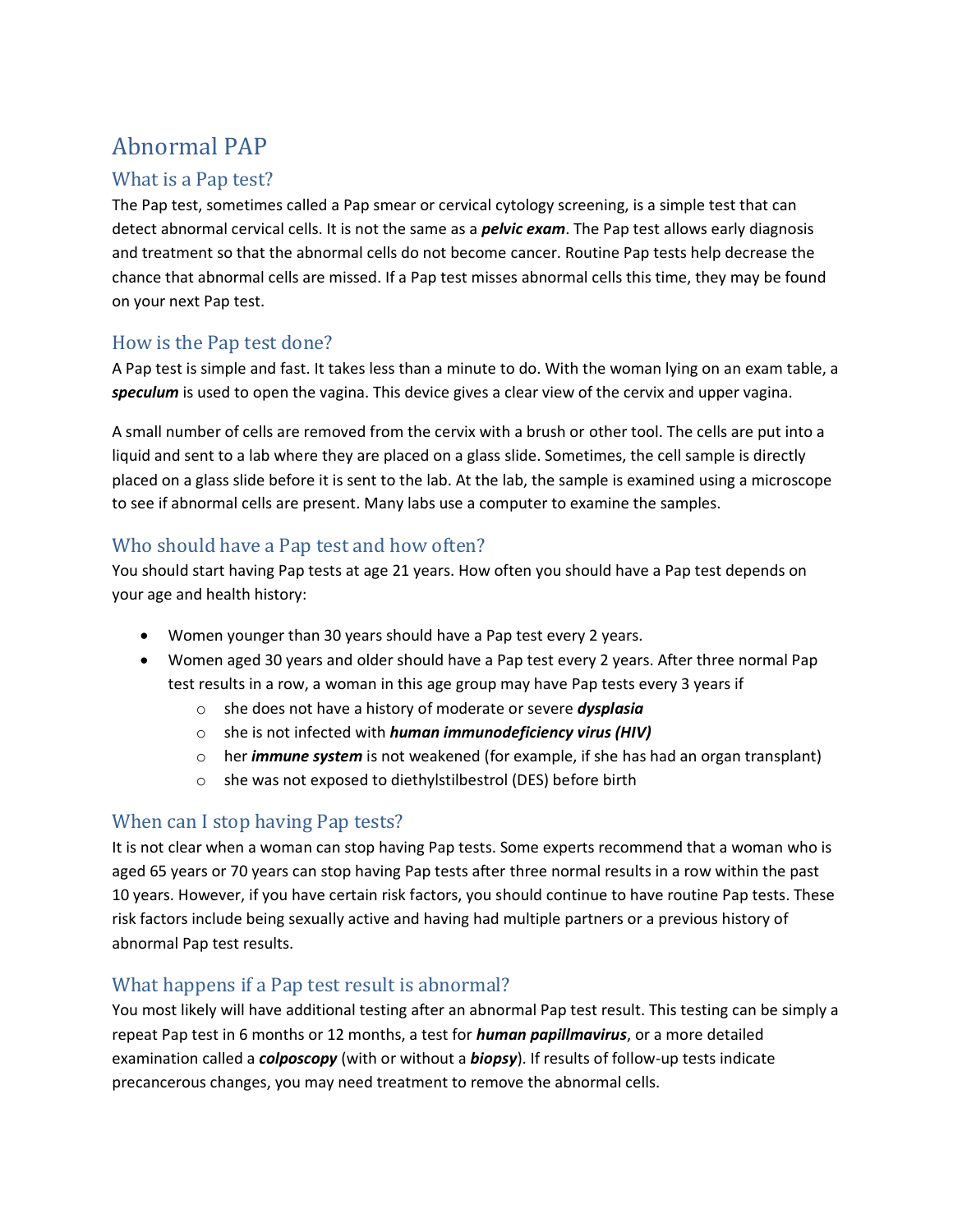# Abnormal PAP

## What is a Pap test?

The Pap test, sometimes called a Pap smear or cervical cytology screening, is a simple test that can detect abnormal cervical cells. It is not the same as a ***pelvic exam***. The Pap test allows early diagnosis and treatment so that the abnormal cells do not become cancer. Routine Pap tests help decrease the chance that abnormal cells are missed. If a Pap test misses abnormal cells this time, they may be found on your next Pap test.

## How is the Pap test done?

A Pap test is simple and fast. It takes less than a minute to do. With the woman lying on an exam table, a ***speculum*** is used to open the vagina. This device gives a clear view of the cervix and upper vagina.

A small number of cells are removed from the cervix with a brush or other tool. The cells are put into a liquid and sent to a lab where they are placed on a glass slide. Sometimes, the cell sample is directly placed on a glass slide before it is sent to the lab. At the lab, the sample is examined using a microscope to see if abnormal cells are present. Many labs use a computer to examine the samples.

## Who should have a Pap test and how often?

You should start having Pap tests at age 21 years. How often you should have a Pap test depends on your age and health history:

- Women younger than 30 years should have a Pap test every 2 years.
- Women aged 30 years and older should have a Pap test every 2 years. After three normal Pap test results in a row, a woman in this age group may have Pap tests every 3 years if
  - she does not have a history of moderate or severe ***dysplasia***
  - she is not infected with ***human immunodeficiency virus (HIV)***
  - her ***immune system*** is not weakened (for example, if she has had an organ transplant)
  - she was not exposed to diethylstilbestrol (DES) before birth

## When can I stop having Pap tests?

It is not clear when a woman can stop having Pap tests. Some experts recommend that a woman who is aged 65 years or 70 years can stop having Pap tests after three normal results in a row within the past 10 years. However, if you have certain risk factors, you should continue to have routine Pap tests. These risk factors include being sexually active and having had multiple partners or a previous history of abnormal Pap test results.

## What happens if a Pap test result is abnormal?

You most likely will have additional testing after an abnormal Pap test result. This testing can be simply a repeat Pap test in 6 months or 12 months, a test for ***human papillmavirus***, or a more detailed examination called a ***colposcopy*** (with or without a ***biopsy***). If results of follow-up tests indicate precancerous changes, you may need treatment to remove the abnormal cells.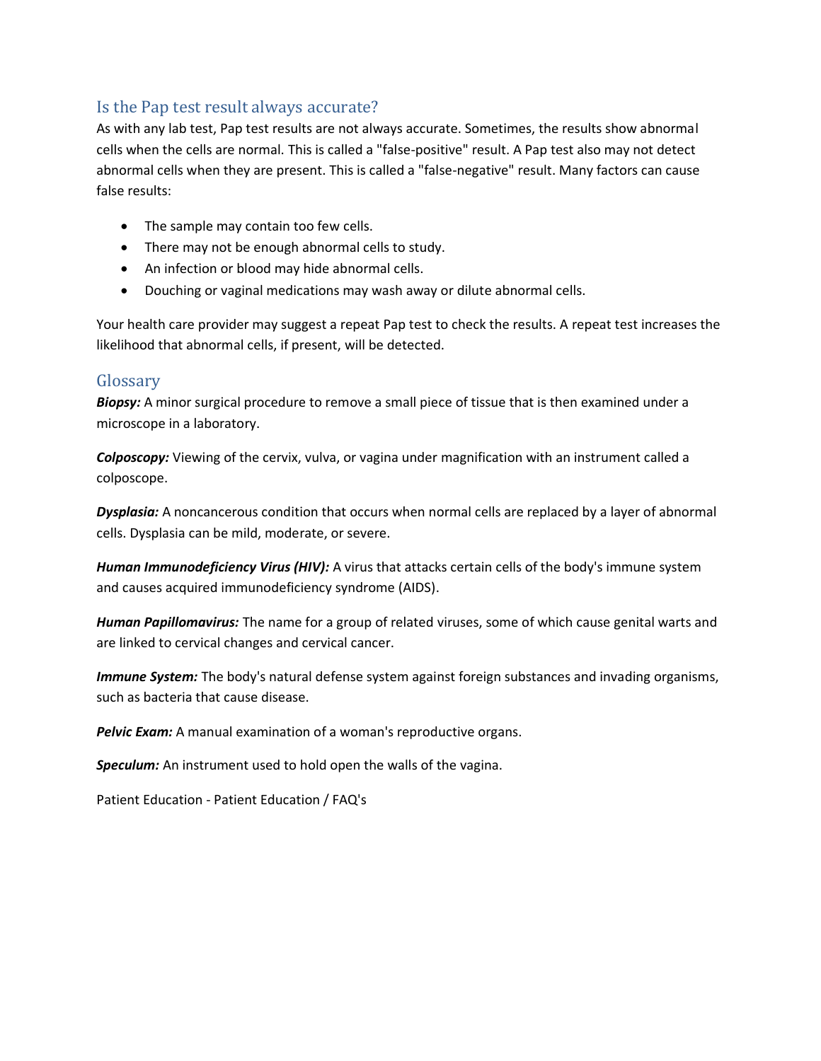## Is the Pap test result always accurate?

As with any lab test, Pap test results are not always accurate. Sometimes, the results show abnormal cells when the cells are normal. This is called a "false-positive" result. A Pap test also may not detect abnormal cells when they are present. This is called a "false-negative" result. Many factors can cause false results:

- The sample may contain too few cells.
- There may not be enough abnormal cells to study.
- An infection or blood may hide abnormal cells.
- Douching or vaginal medications may wash away or dilute abnormal cells.

Your health care provider may suggest a repeat Pap test to check the results. A repeat test increases the likelihood that abnormal cells, if present, will be detected.

## Glossary

***Biopsy:*** A minor surgical procedure to remove a small piece of tissue that is then examined under a microscope in a laboratory.

***Colposcopy:*** Viewing of the cervix, vulva, or vagina under magnification with an instrument called a colposcope.

***Dysplasia:*** A noncancerous condition that occurs when normal cells are replaced by a layer of abnormal cells. Dysplasia can be mild, moderate, or severe.

***Human Immunodeficiency Virus (HIV):*** A virus that attacks certain cells of the body's immune system and causes acquired immunodeficiency syndrome (AIDS).

***Human Papillomavirus:*** The name for a group of related viruses, some of which cause genital warts and are linked to cervical changes and cervical cancer.

***Immune System:*** The body's natural defense system against foreign substances and invading organisms, such as bacteria that cause disease.

***Pelvic Exam:*** A manual examination of a woman's reproductive organs.

***Speculum:*** An instrument used to hold open the walls of the vagina.

Patient Education - Patient Education / FAQ's